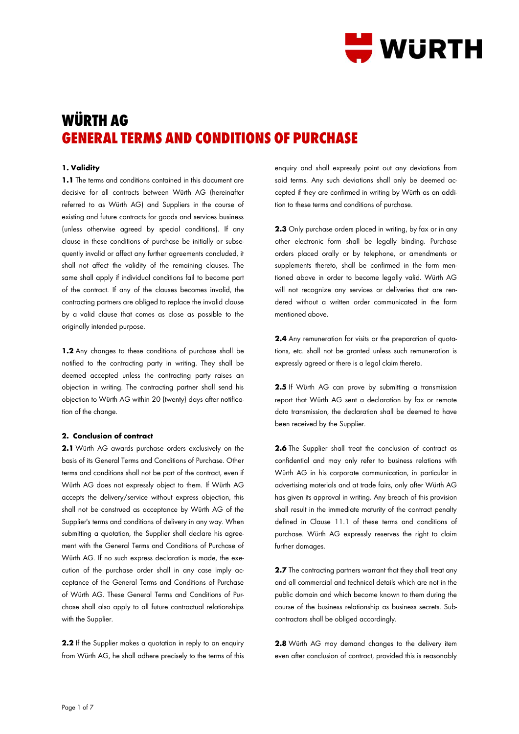# WÜRTH AG
# GENERAL TERMS AND CONDITIONS OF PURCHASE

### 1. Validity

**1.1** The terms and conditions contained in this document are decisive for all contracts between Würth AG (hereinafter referred to as Würth AG) and Suppliers in the course of existing and future contracts for goods and services business (unless otherwise agreed by special conditions). If any clause in these conditions of purchase be initially or subsequently invalid or affect any further agreements concluded, it shall not affect the validity of the remaining clauses. The same shall apply if individual conditions fail to become part of the contract. If any of the clauses becomes invalid, the contracting partners are obliged to replace the invalid clause by a valid clause that comes as close as possible to the originally intended purpose.

**1.2** Any changes to these conditions of purchase shall be notified to the contracting party in writing. They shall be deemed accepted unless the contracting party raises an objection in writing. The contracting partner shall send his objection to Würth AG within 20 (twenty) days after notification of the change.

### 2. Conclusion of contract

**2.1** Würth AG awards purchase orders exclusively on the basis of its General Terms and Conditions of Purchase. Other terms and conditions shall not be part of the contract, even if Würth AG does not expressly object to them. If Würth AG accepts the delivery/service without express objection, this shall not be construed as acceptance by Würth AG of the Supplier's terms and conditions of delivery in any way. When submitting a quotation, the Supplier shall declare his agreement with the General Terms and Conditions of Purchase of Würth AG. If no such express declaration is made, the execution of the purchase order shall in any case imply acceptance of the General Terms and Conditions of Purchase of Würth AG. These General Terms and Conditions of Purchase shall also apply to all future contractual relationships with the Supplier.

**2.2** If the Supplier makes a quotation in reply to an enquiry from Würth AG, he shall adhere precisely to the terms of this enquiry and shall expressly point out any deviations from said terms. Any such deviations shall only be deemed accepted if they are confirmed in writing by Würth as an addition to these terms and conditions of purchase.

**2.3** Only purchase orders placed in writing, by fax or in any other electronic form shall be legally binding. Purchase orders placed orally or by telephone, or amendments or supplements thereto, shall be confirmed in the form mentioned above in order to become legally valid. Würth AG will not recognize any services or deliveries that are rendered without a written order communicated in the form mentioned above.

**2.4** Any remuneration for visits or the preparation of quotations, etc. shall not be granted unless such remuneration is expressly agreed or there is a legal claim thereto.

**2.5** If Würth AG can prove by submitting a transmission report that Würth AG sent a declaration by fax or remote data transmission, the declaration shall be deemed to have been received by the Supplier.

**2.6** The Supplier shall treat the conclusion of contract as confidential and may only refer to business relations with Würth AG in his corporate communication, in particular in advertising materials and at trade fairs, only after Würth AG has given its approval in writing. Any breach of this provision shall result in the immediate maturity of the contract penalty defined in Clause 11.1 of these terms and conditions of purchase. Würth AG expressly reserves the right to claim further damages.

**2.7** The contracting partners warrant that they shall treat any and all commercial and technical details which are not in the public domain and which become known to them during the course of the business relationship as business secrets. Subcontractors shall be obliged accordingly.

**2.8** Würth AG may demand changes to the delivery item even after conclusion of contract, provided this is reasonably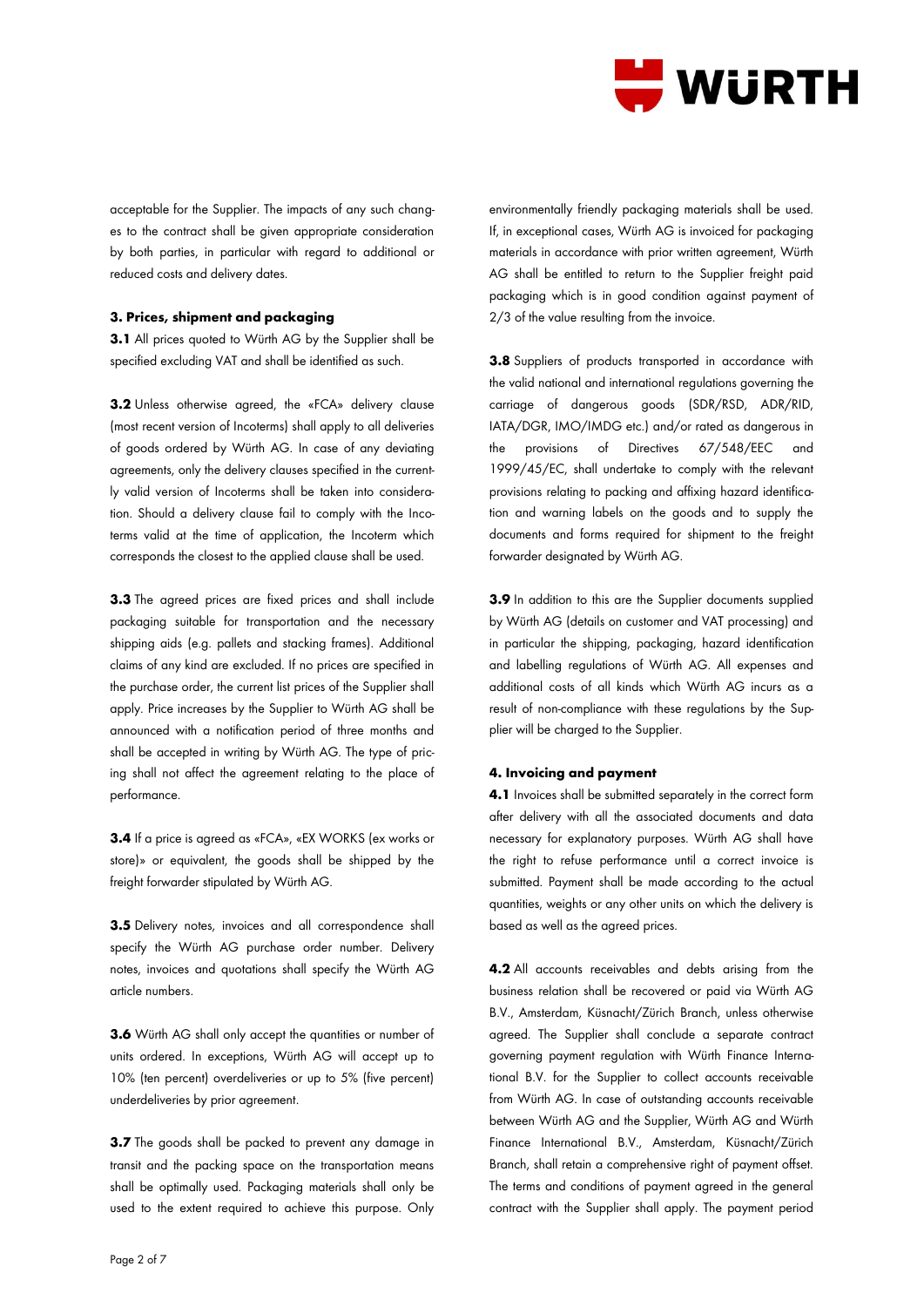acceptable for the Supplier. The impacts of any such changes to the contract shall be given appropriate consideration by both parties, in particular with regard to additional or reduced costs and delivery dates.

### 3. Prices, shipment and packaging

**3.1** All prices quoted to Würth AG by the Supplier shall be specified excluding VAT and shall be identified as such.

**3.2** Unless otherwise agreed, the «FCA» delivery clause (most recent version of Incoterms) shall apply to all deliveries of goods ordered by Würth AG. In case of any deviating agreements, only the delivery clauses specified in the currently valid version of Incoterms shall be taken into consideration. Should a delivery clause fail to comply with the Incoterms valid at the time of application, the Incoterm which corresponds the closest to the applied clause shall be used.

**3.3** The agreed prices are fixed prices and shall include packaging suitable for transportation and the necessary shipping aids (e.g. pallets and stacking frames). Additional claims of any kind are excluded. If no prices are specified in the purchase order, the current list prices of the Supplier shall apply. Price increases by the Supplier to Würth AG shall be announced with a notification period of three months and shall be accepted in writing by Würth AG. The type of pricing shall not affect the agreement relating to the place of performance.

**3.4** If a price is agreed as «FCA», «EX WORKS (ex works or store)» or equivalent, the goods shall be shipped by the freight forwarder stipulated by Würth AG.

**3.5** Delivery notes, invoices and all correspondence shall specify the Würth AG purchase order number. Delivery notes, invoices and quotations shall specify the Würth AG article numbers.

**3.6** Würth AG shall only accept the quantities or number of units ordered. In exceptions, Würth AG will accept up to 10% (ten percent) overdeliveries or up to 5% (five percent) underdeliveries by prior agreement.

**3.7** The goods shall be packed to prevent any damage in transit and the packing space on the transportation means shall be optimally used. Packaging materials shall only be used to the extent required to achieve this purpose. Only environmentally friendly packaging materials shall be used. If, in exceptional cases, Würth AG is invoiced for packaging materials in accordance with prior written agreement, Würth AG shall be entitled to return to the Supplier freight paid packaging which is in good condition against payment of 2/3 of the value resulting from the invoice.

**3.8** Suppliers of products transported in accordance with the valid national and international regulations governing the carriage of dangerous goods (SDR/RSD, ADR/RID, IATA/DGR, IMO/IMDG etc.) and/or rated as dangerous in the provisions of Directives 67/548/EEC and 1999/45/EC, shall undertake to comply with the relevant provisions relating to packing and affixing hazard identification and warning labels on the goods and to supply the documents and forms required for shipment to the freight forwarder designated by Würth AG.

**3.9** In addition to this are the Supplier documents supplied by Würth AG (details on customer and VAT processing) and in particular the shipping, packaging, hazard identification and labelling regulations of Würth AG. All expenses and additional costs of all kinds which Würth AG incurs as a result of non-compliance with these regulations by the Supplier will be charged to the Supplier.

### 4. Invoicing and payment

**4.1** Invoices shall be submitted separately in the correct form after delivery with all the associated documents and data necessary for explanatory purposes. Würth AG shall have the right to refuse performance until a correct invoice is submitted. Payment shall be made according to the actual quantities, weights or any other units on which the delivery is based as well as the agreed prices.

**4.2** All accounts receivables and debts arising from the business relation shall be recovered or paid via Würth AG B.V., Amsterdam, Küsnacht/Zürich Branch, unless otherwise agreed. The Supplier shall conclude a separate contract governing payment regulation with Würth Finance International B.V. for the Supplier to collect accounts receivable from Würth AG. In case of outstanding accounts receivable between Würth AG and the Supplier, Würth AG and Würth Finance International B.V., Amsterdam, Küsnacht/Zürich Branch, shall retain a comprehensive right of payment offset. The terms and conditions of payment agreed in the general contract with the Supplier shall apply. The payment period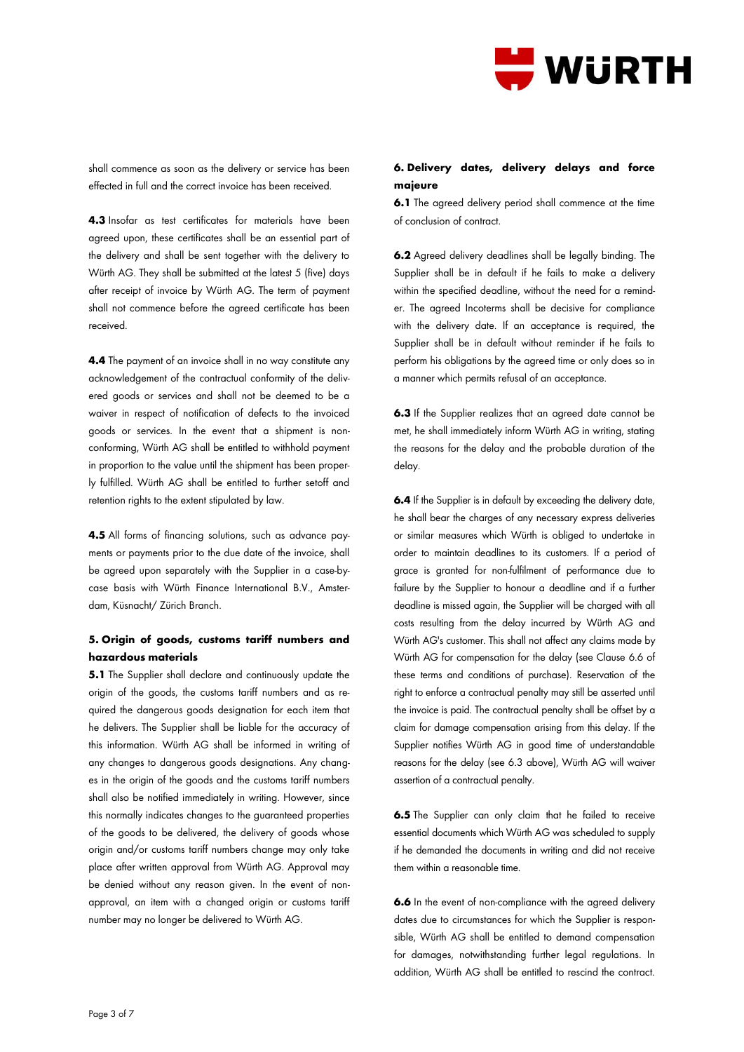shall commence as soon as the delivery or service has been effected in full and the correct invoice has been received.

**4.3** Insofar as test certificates for materials have been agreed upon, these certificates shall be an essential part of the delivery and shall be sent together with the delivery to Würth AG. They shall be submitted at the latest 5 (five) days after receipt of invoice by Würth AG. The term of payment shall not commence before the agreed certificate has been received.

**4.4** The payment of an invoice shall in no way constitute any acknowledgement of the contractual conformity of the delivered goods or services and shall not be deemed to be a waiver in respect of notification of defects to the invoiced goods or services. In the event that a shipment is non-conforming, Würth AG shall be entitled to withhold payment in proportion to the value until the shipment has been properly fulfilled. Würth AG shall be entitled to further setoff and retention rights to the extent stipulated by law.

**4.5** All forms of financing solutions, such as advance payments or payments prior to the due date of the invoice, shall be agreed upon separately with the Supplier in a case-by-case basis with Würth Finance International B.V., Amsterdam, Küsnacht/ Zürich Branch.

## 5. Origin of goods, customs tariff numbers and hazardous materials

**5.1** The Supplier shall declare and continuously update the origin of the goods, the customs tariff numbers and as required the dangerous goods designation for each item that he delivers. The Supplier shall be liable for the accuracy of this information. Würth AG shall be informed in writing of any changes to dangerous goods designations. Any changes in the origin of the goods and the customs tariff numbers shall also be notified immediately in writing. However, since this normally indicates changes to the guaranteed properties of the goods to be delivered, the delivery of goods whose origin and/or customs tariff numbers change may only take place after written approval from Würth AG. Approval may be denied without any reason given. In the event of non-approval, an item with a changed origin or customs tariff number may no longer be delivered to Würth AG.

## 6. Delivery dates, delivery delays and force majeure

**6.1** The agreed delivery period shall commence at the time of conclusion of contract.

**6.2** Agreed delivery deadlines shall be legally binding. The Supplier shall be in default if he fails to make a delivery within the specified deadline, without the need for a reminder. The agreed Incoterms shall be decisive for compliance with the delivery date. If an acceptance is required, the Supplier shall be in default without reminder if he fails to perform his obligations by the agreed time or only does so in a manner which permits refusal of an acceptance.

**6.3** If the Supplier realizes that an agreed date cannot be met, he shall immediately inform Würth AG in writing, stating the reasons for the delay and the probable duration of the delay.

**6.4** If the Supplier is in default by exceeding the delivery date, he shall bear the charges of any necessary express deliveries or similar measures which Würth is obliged to undertake in order to maintain deadlines to its customers. If a period of grace is granted for non-fulfilment of performance due to failure by the Supplier to honour a deadline and if a further deadline is missed again, the Supplier will be charged with all costs resulting from the delay incurred by Würth AG and Würth AG's customer. This shall not affect any claims made by Würth AG for compensation for the delay (see Clause 6.6 of these terms and conditions of purchase). Reservation of the right to enforce a contractual penalty may still be asserted until the invoice is paid. The contractual penalty shall be offset by a claim for damage compensation arising from this delay. If the Supplier notifies Würth AG in good time of understandable reasons for the delay (see 6.3 above), Würth AG will waiver assertion of a contractual penalty.

**6.5** The Supplier can only claim that he failed to receive essential documents which Würth AG was scheduled to supply if he demanded the documents in writing and did not receive them within a reasonable time.

**6.6** In the event of non-compliance with the agreed delivery dates due to circumstances for which the Supplier is responsible, Würth AG shall be entitled to demand compensation for damages, notwithstanding further legal regulations. In addition, Würth AG shall be entitled to rescind the contract.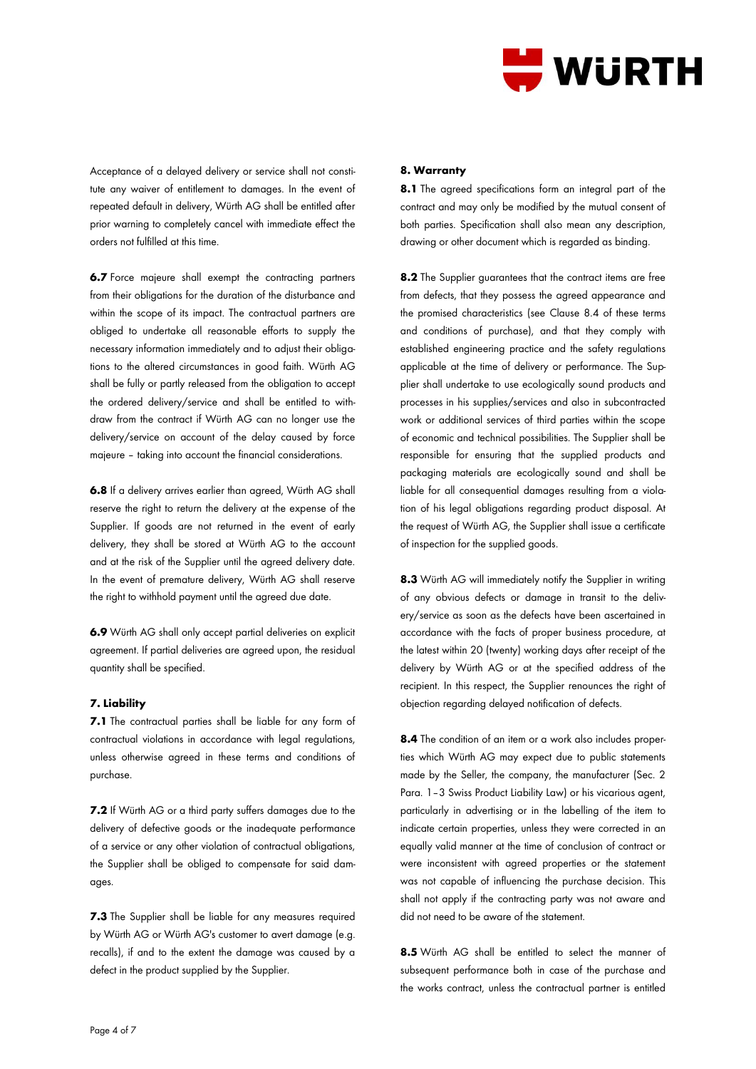Acceptance of a delayed delivery or service shall not constitute any waiver of entitlement to damages. In the event of repeated default in delivery, Würth AG shall be entitled after prior warning to completely cancel with immediate effect the orders not fulfilled at this time.

**6.7** Force majeure shall exempt the contracting partners from their obligations for the duration of the disturbance and within the scope of its impact. The contractual partners are obliged to undertake all reasonable efforts to supply the necessary information immediately and to adjust their obligations to the altered circumstances in good faith. Würth AG shall be fully or partly released from the obligation to accept the ordered delivery/service and shall be entitled to withdraw from the contract if Würth AG can no longer use the delivery/service on account of the delay caused by force majeure – taking into account the financial considerations.

**6.8** If a delivery arrives earlier than agreed, Würth AG shall reserve the right to return the delivery at the expense of the Supplier. If goods are not returned in the event of early delivery, they shall be stored at Würth AG to the account and at the risk of the Supplier until the agreed delivery date. In the event of premature delivery, Würth AG shall reserve the right to withhold payment until the agreed due date.

**6.9** Würth AG shall only accept partial deliveries on explicit agreement. If partial deliveries are agreed upon, the residual quantity shall be specified.

## 7. Liability

**7.1** The contractual parties shall be liable for any form of contractual violations in accordance with legal regulations, unless otherwise agreed in these terms and conditions of purchase.

**7.2** If Würth AG or a third party suffers damages due to the delivery of defective goods or the inadequate performance of a service or any other violation of contractual obligations, the Supplier shall be obliged to compensate for said damages.

**7.3** The Supplier shall be liable for any measures required by Würth AG or Würth AG's customer to avert damage (e.g. recalls), if and to the extent the damage was caused by a defect in the product supplied by the Supplier.

## 8. Warranty

**8.1** The agreed specifications form an integral part of the contract and may only be modified by the mutual consent of both parties. Specification shall also mean any description, drawing or other document which is regarded as binding.

**8.2** The Supplier guarantees that the contract items are free from defects, that they possess the agreed appearance and the promised characteristics (see Clause 8.4 of these terms and conditions of purchase), and that they comply with established engineering practice and the safety regulations applicable at the time of delivery or performance. The Supplier shall undertake to use ecologically sound products and processes in his supplies/services and also in subcontracted work or additional services of third parties within the scope of economic and technical possibilities. The Supplier shall be responsible for ensuring that the supplied products and packaging materials are ecologically sound and shall be liable for all consequential damages resulting from a violation of his legal obligations regarding product disposal. At the request of Würth AG, the Supplier shall issue a certificate of inspection for the supplied goods.

**8.3** Würth AG will immediately notify the Supplier in writing of any obvious defects or damage in transit to the delivery/service as soon as the defects have been ascertained in accordance with the facts of proper business procedure, at the latest within 20 (twenty) working days after receipt of the delivery by Würth AG or at the specified address of the recipient. In this respect, the Supplier renounces the right of objection regarding delayed notification of defects.

**8.4** The condition of an item or a work also includes properties which Würth AG may expect due to public statements made by the Seller, the company, the manufacturer (Sec. 2 Para. 1–3 Swiss Product Liability Law) or his vicarious agent, particularly in advertising or in the labelling of the item to indicate certain properties, unless they were corrected in an equally valid manner at the time of conclusion of contract or were inconsistent with agreed properties or the statement was not capable of influencing the purchase decision. This shall not apply if the contracting party was not aware and did not need to be aware of the statement.

**8.5** Würth AG shall be entitled to select the manner of subsequent performance both in case of the purchase and the works contract, unless the contractual partner is entitled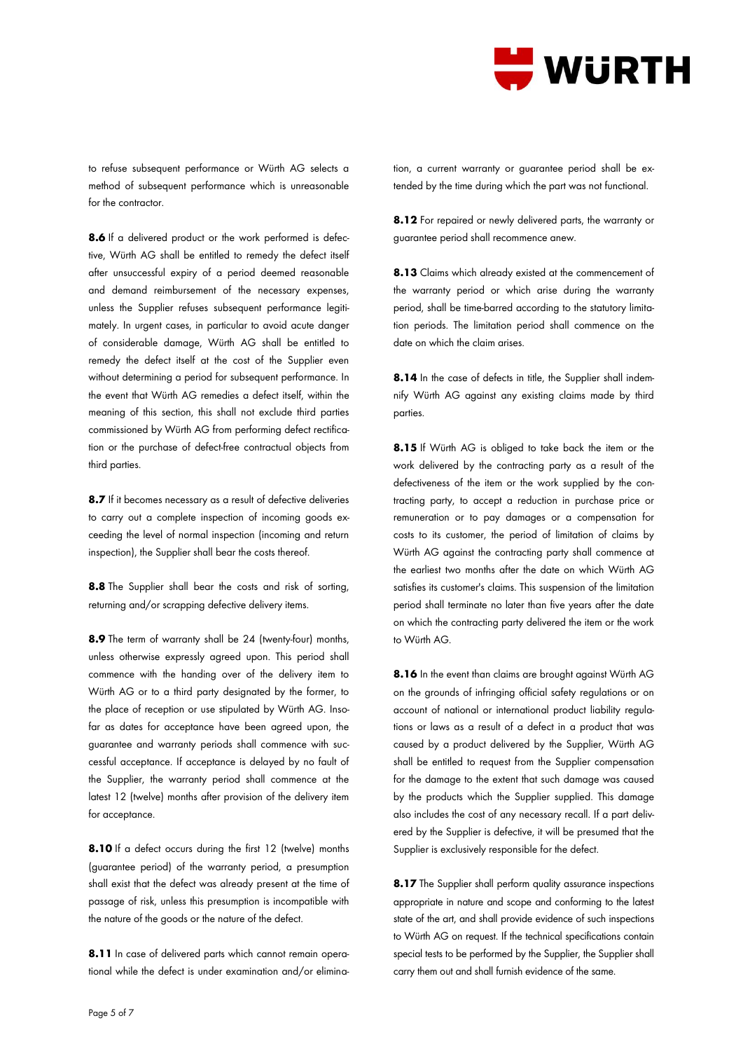to refuse subsequent performance or Würth AG selects a method of subsequent performance which is unreasonable for the contractor.

**8.6** If a delivered product or the work performed is defective, Würth AG shall be entitled to remedy the defect itself after unsuccessful expiry of a period deemed reasonable and demand reimbursement of the necessary expenses, unless the Supplier refuses subsequent performance legitimately. In urgent cases, in particular to avoid acute danger of considerable damage, Würth AG shall be entitled to remedy the defect itself at the cost of the Supplier even without determining a period for subsequent performance. In the event that Würth AG remedies a defect itself, within the meaning of this section, this shall not exclude third parties commissioned by Würth AG from performing defect rectification or the purchase of defect-free contractual objects from third parties.

**8.7** If it becomes necessary as a result of defective deliveries to carry out a complete inspection of incoming goods exceeding the level of normal inspection (incoming and return inspection), the Supplier shall bear the costs thereof.

**8.8** The Supplier shall bear the costs and risk of sorting, returning and/or scrapping defective delivery items.

**8.9** The term of warranty shall be 24 (twenty-four) months, unless otherwise expressly agreed upon. This period shall commence with the handing over of the delivery item to Würth AG or to a third party designated by the former, to the place of reception or use stipulated by Würth AG. Insofar as dates for acceptance have been agreed upon, the guarantee and warranty periods shall commence with successful acceptance. If acceptance is delayed by no fault of the Supplier, the warranty period shall commence at the latest 12 (twelve) months after provision of the delivery item for acceptance.

**8.10** If a defect occurs during the first 12 (twelve) months (guarantee period) of the warranty period, a presumption shall exist that the defect was already present at the time of passage of risk, unless this presumption is incompatible with the nature of the goods or the nature of the defect.

**8.11** In case of delivered parts which cannot remain operational while the defect is under examination and/or elimination, a current warranty or guarantee period shall be extended by the time during which the part was not functional.

**8.12** For repaired or newly delivered parts, the warranty or guarantee period shall recommence anew.

**8.13** Claims which already existed at the commencement of the warranty period or which arise during the warranty period, shall be time-barred according to the statutory limitation periods. The limitation period shall commence on the date on which the claim arises.

**8.14** In the case of defects in title, the Supplier shall indemnify Würth AG against any existing claims made by third parties.

**8.15** If Würth AG is obliged to take back the item or the work delivered by the contracting party as a result of the defectiveness of the item or the work supplied by the contracting party, to accept a reduction in purchase price or remuneration or to pay damages or a compensation for costs to its customer, the period of limitation of claims by Würth AG against the contracting party shall commence at the earliest two months after the date on which Würth AG satisfies its customer's claims. This suspension of the limitation period shall terminate no later than five years after the date on which the contracting party delivered the item or the work to Würth AG.

**8.16** In the event than claims are brought against Würth AG on the grounds of infringing official safety regulations or on account of national or international product liability regulations or laws as a result of a defect in a product that was caused by a product delivered by the Supplier, Würth AG shall be entitled to request from the Supplier compensation for the damage to the extent that such damage was caused by the products which the Supplier supplied. This damage also includes the cost of any necessary recall. If a part delivered by the Supplier is defective, it will be presumed that the Supplier is exclusively responsible for the defect.

**8.17** The Supplier shall perform quality assurance inspections appropriate in nature and scope and conforming to the latest state of the art, and shall provide evidence of such inspections to Würth AG on request. If the technical specifications contain special tests to be performed by the Supplier, the Supplier shall carry them out and shall furnish evidence of the same.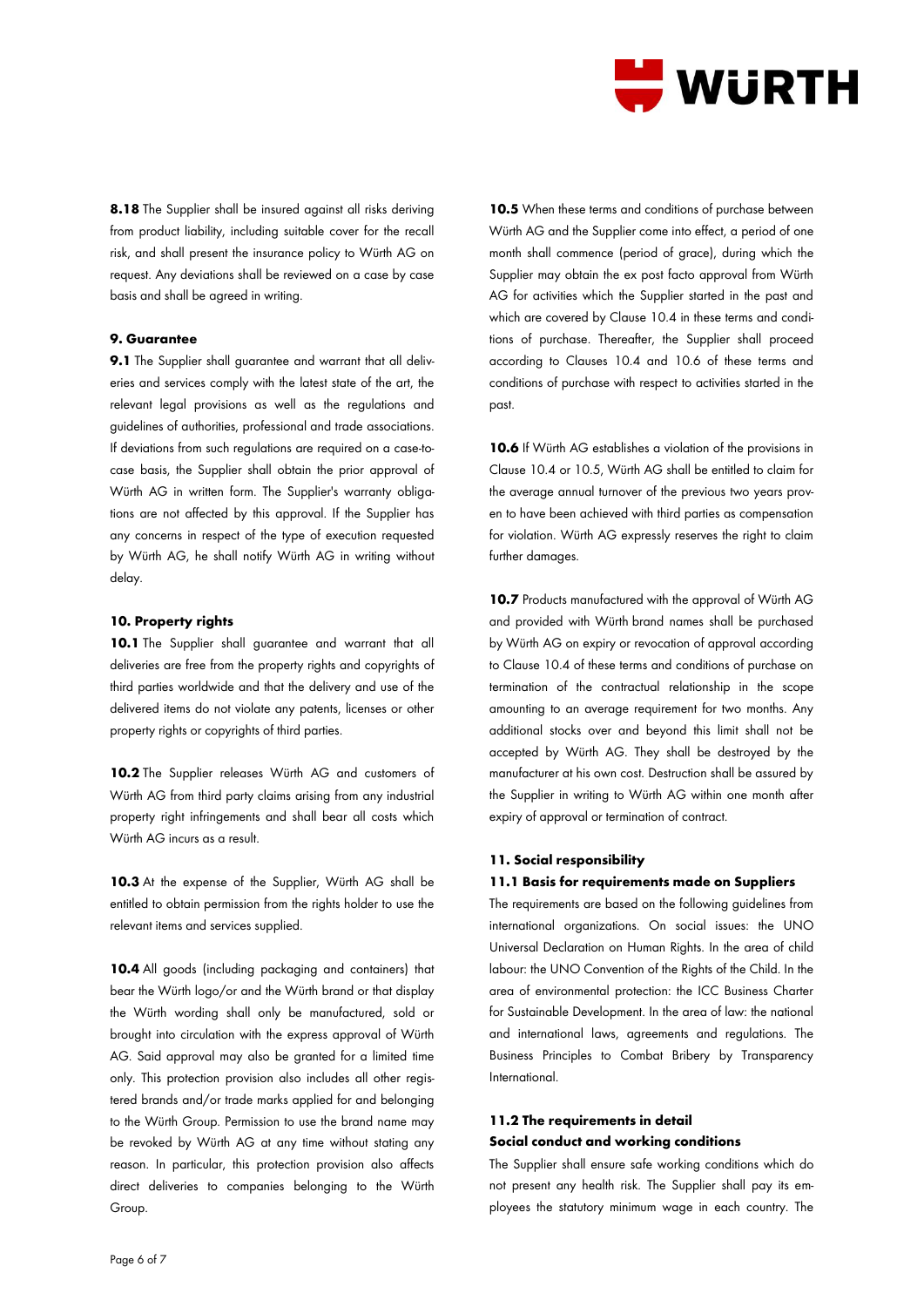**8.18** The Supplier shall be insured against all risks deriving from product liability, including suitable cover for the recall risk, and shall present the insurance policy to Würth AG on request. Any deviations shall be reviewed on a case by case basis and shall be agreed in writing.

**9. Guarantee**

**9.1** The Supplier shall guarantee and warrant that all deliveries and services comply with the latest state of the art, the relevant legal provisions as well as the regulations and guidelines of authorities, professional and trade associations. If deviations from such regulations are required on a case-to-case basis, the Supplier shall obtain the prior approval of Würth AG in written form. The Supplier's warranty obligations are not affected by this approval. If the Supplier has any concerns in respect of the type of execution requested by Würth AG, he shall notify Würth AG in writing without delay.

**10. Property rights**

**10.1** The Supplier shall guarantee and warrant that all deliveries are free from the property rights and copyrights of third parties worldwide and that the delivery and use of the delivered items do not violate any patents, licenses or other property rights or copyrights of third parties.

**10.2** The Supplier releases Würth AG and customers of Würth AG from third party claims arising from any industrial property right infringements and shall bear all costs which Würth AG incurs as a result.

**10.3** At the expense of the Supplier, Würth AG shall be entitled to obtain permission from the rights holder to use the relevant items and services supplied.

**10.4** All goods (including packaging and containers) that bear the Würth logo/or and the Würth brand or that display the Würth wording shall only be manufactured, sold or brought into circulation with the express approval of Würth AG. Said approval may also be granted for a limited time only. This protection provision also includes all other registered brands and/or trade marks applied for and belonging to the Würth Group. Permission to use the brand name may be revoked by Würth AG at any time without stating any reason. In particular, this protection provision also affects direct deliveries to companies belonging to the Würth Group.

**10.5** When these terms and conditions of purchase between Würth AG and the Supplier come into effect, a period of one month shall commence (period of grace), during which the Supplier may obtain the ex post facto approval from Würth AG for activities which the Supplier started in the past and which are covered by Clause 10.4 in these terms and conditions of purchase. Thereafter, the Supplier shall proceed according to Clauses 10.4 and 10.6 of these terms and conditions of purchase with respect to activities started in the past.

**10.6** If Würth AG establishes a violation of the provisions in Clause 10.4 or 10.5, Würth AG shall be entitled to claim for the average annual turnover of the previous two years proven to have been achieved with third parties as compensation for violation. Würth AG expressly reserves the right to claim further damages.

**10.7** Products manufactured with the approval of Würth AG and provided with Würth brand names shall be purchased by Würth AG on expiry or revocation of approval according to Clause 10.4 of these terms and conditions of purchase on termination of the contractual relationship in the scope amounting to an average requirement for two months. Any additional stocks over and beyond this limit shall not be accepted by Würth AG. They shall be destroyed by the manufacturer at his own cost. Destruction shall be assured by the Supplier in writing to Würth AG within one month after expiry of approval or termination of contract.

**11. Social responsibility**

**11.1 Basis for requirements made on Suppliers**

The requirements are based on the following guidelines from international organizations. On social issues: the UNO Universal Declaration on Human Rights. In the area of child labour: the UNO Convention of the Rights of the Child. In the area of environmental protection: the ICC Business Charter for Sustainable Development. In the area of law: the national and international laws, agreements and regulations. The Business Principles to Combat Bribery by Transparency International.

**11.2 The requirements in detail**

**Social conduct and working conditions**

The Supplier shall ensure safe working conditions which do not present any health risk. The Supplier shall pay its employees the statutory minimum wage in each country. The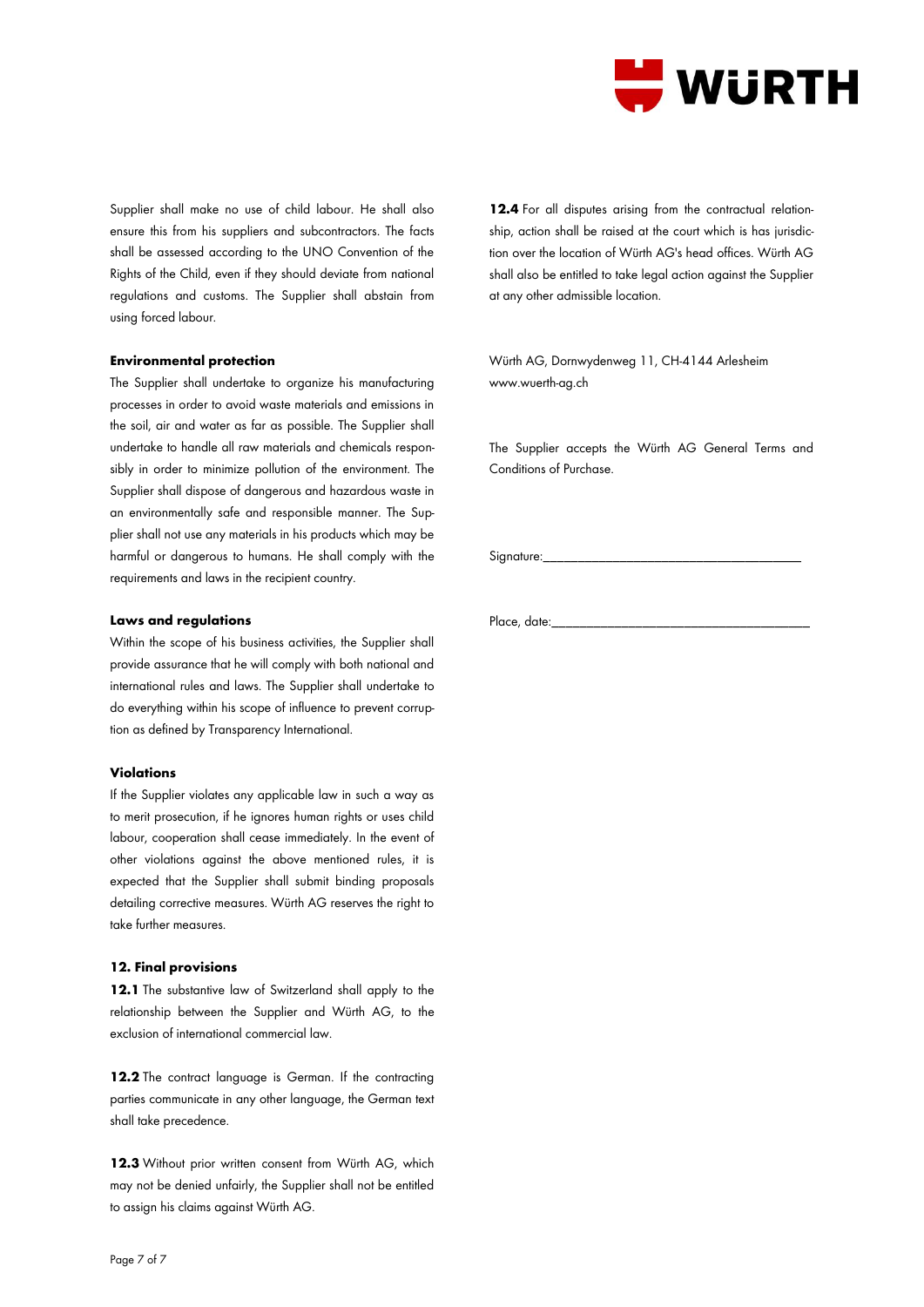Supplier shall make no use of child labour. He shall also ensure this from his suppliers and subcontractors. The facts shall be assessed according to the UNO Convention of the Rights of the Child, even if they should deviate from national regulations and customs. The Supplier shall abstain from using forced labour.

**Environmental protection**

The Supplier shall undertake to organize his manufacturing processes in order to avoid waste materials and emissions in the soil, air and water as far as possible. The Supplier shall undertake to handle all raw materials and chemicals responsibly in order to minimize pollution of the environment. The Supplier shall dispose of dangerous and hazardous waste in an environmentally safe and responsible manner. The Supplier shall not use any materials in his products which may be harmful or dangerous to humans. He shall comply with the requirements and laws in the recipient country.

**Laws and regulations**

Within the scope of his business activities, the Supplier shall provide assurance that he will comply with both national and international rules and laws. The Supplier shall undertake to do everything within his scope of influence to prevent corruption as defined by Transparency International.

**Violations**

If the Supplier violates any applicable law in such a way as to merit prosecution, if he ignores human rights or uses child labour, cooperation shall cease immediately. In the event of other violations against the above mentioned rules, it is expected that the Supplier shall submit binding proposals detailing corrective measures. Würth AG reserves the right to take further measures.

**12. Final provisions**

**12.1** The substantive law of Switzerland shall apply to the relationship between the Supplier and Würth AG, to the exclusion of international commercial law.

**12.2** The contract language is German. If the contracting parties communicate in any other language, the German text shall take precedence.

**12.3** Without prior written consent from Würth AG, which may not be denied unfairly, the Supplier shall not be entitled to assign his claims against Würth AG.

**12.4** For all disputes arising from the contractual relationship, action shall be raised at the court which is has jurisdiction over the location of Würth AG's head offices. Würth AG shall also be entitled to take legal action against the Supplier at any other admissible location.

Würth AG, Dornwydenweg 11, CH-4144 Arlesheim
www.wuerth-ag.ch

The Supplier accepts the Würth AG General Terms and Conditions of Purchase.

Signature:________________________________________

Place, date:________________________________________